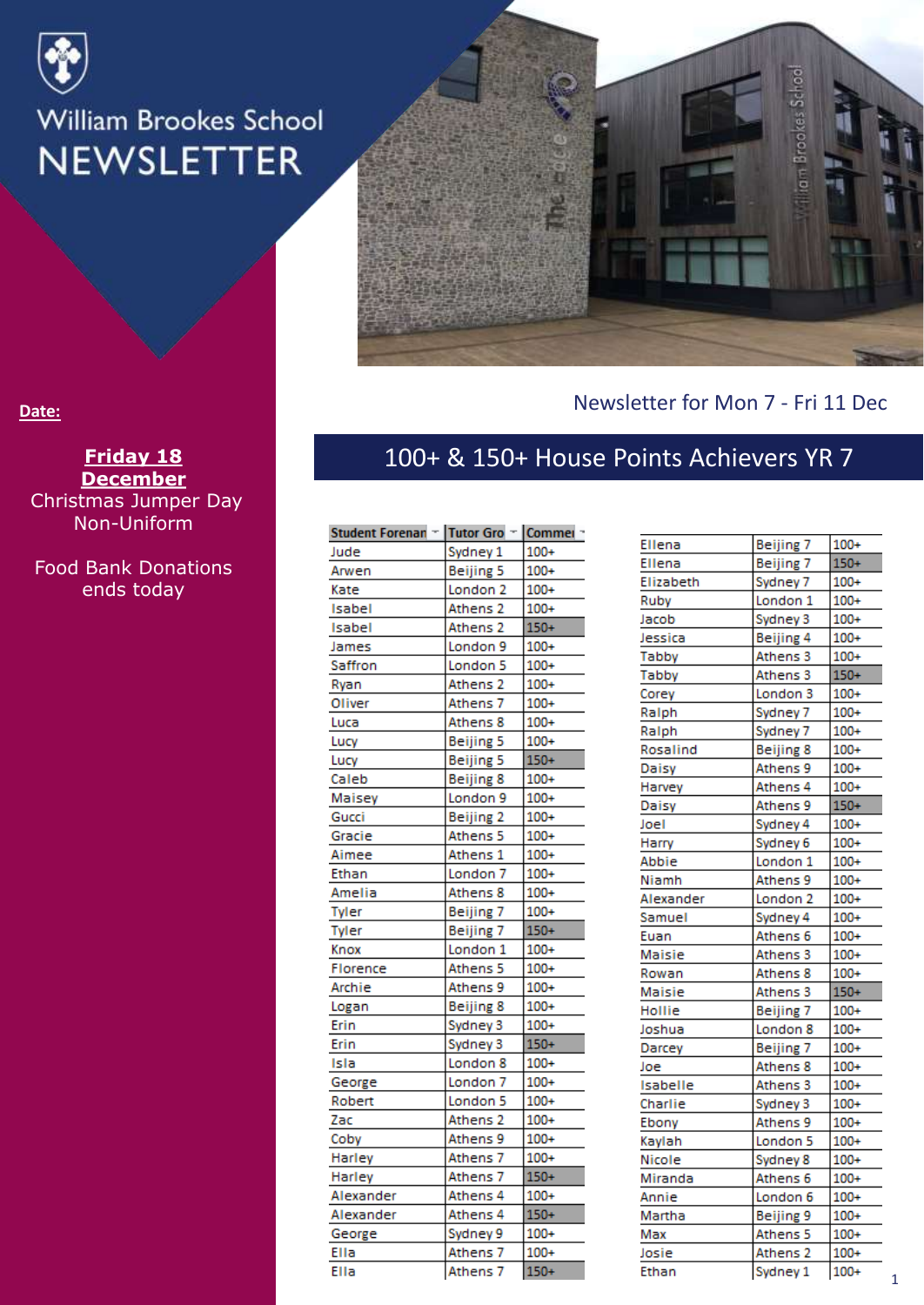# William Brookes School NEWSLETTER

**Date:**

**Friday 18 December**
Christmas Jumper Day
Non-Uniform

Food Bank Donations ends today

Newsletter for Mon 7 - Fri 11 Dec

## 100+ & 150+ House Points Achievers YR 7

| Student Forenan | Tutor Gro | Commer |
|---|---|---|
| Jude | Sydney 1 | 100+ |
| Arwen | Beijing 5 | 100+ |
| Kate | London 2 | 100+ |
| Isabel | Athens 2 | 100+ |
| Isabel | Athens 2 | 150+ |
| James | London 9 | 100+ |
| Saffron | London 5 | 100+ |
| Ryan | Athens 2 | 100+ |
| Oliver | Athens 7 | 100+ |
| Luca | Athens 8 | 100+ |
| Lucy | Beijing 5 | 100+ |
| Lucy | Beijing 5 | 150+ |
| Caleb | Beijing 8 | 100+ |
| Maisey | London 9 | 100+ |
| Gucci | Beijing 2 | 100+ |
| Gracie | Athens 5 | 100+ |
| Aimee | Athens 1 | 100+ |
| Ethan | London 7 | 100+ |
| Amelia | Athens 8 | 100+ |
| Tyler | Beijing 7 | 100+ |
| Tyler | Beijing 7 | 150+ |
| Knox | London 1 | 100+ |
| Florence | Athens 5 | 100+ |
| Archie | Athens 9 | 100+ |
| Logan | Beijing 8 | 100+ |
| Erin | Sydney 3 | 100+ |
| Erin | Sydney 3 | 150+ |
| Isla | London 8 | 100+ |
| George | London 7 | 100+ |
| Robert | London 5 | 100+ |
| Zac | Athens 2 | 100+ |
| Coby | Athens 9 | 100+ |
| Harley | Athens 7 | 100+ |
| Harley | Athens 7 | 150+ |
| Alexander | Athens 4 | 100+ |
| Alexander | Athens 4 | 150+ |
| George | Sydney 9 | 100+ |
| Ella | Athens 7 | 100+ |
| Ella | Athens 7 | 150+ |
| Ellena | Beijing 7 | 100+ |
| Ellena | Beijing 7 | 150+ |
| Elizabeth | Sydney 7 | 100+ |
| Ruby | London 1 | 100+ |
| Jacob | Sydney 3 | 100+ |
| Jessica | Beijing 4 | 100+ |
| Tabby | Athens 3 | 100+ |
| Tabby | Athens 3 | 150+ |
| Corey | London 3 | 100+ |
| Ralph | Sydney 7 | 100+ |
| Ralph | Sydney 7 | 100+ |
| Rosalind | Beijing 8 | 100+ |
| Daisy | Athens 9 | 100+ |
| Harvey | Athens 4 | 100+ |
| Daisy | Athens 9 | 150+ |
| Joel | Sydney 4 | 100+ |
| Harry | Sydney 6 | 100+ |
| Abbie | London 1 | 100+ |
| Niamh | Athens 9 | 100+ |
| Alexander | London 2 | 100+ |
| Samuel | Sydney 4 | 100+ |
| Euan | Athens 6 | 100+ |
| Maisie | Athens 3 | 100+ |
| Rowan | Athens 8 | 100+ |
| Maisie | Athens 3 | 150+ |
| Hollie | Beijing 7 | 100+ |
| Joshua | London 8 | 100+ |
| Darcey | Beijing 7 | 100+ |
| Joe | Athens 8 | 100+ |
| Isabelle | Athens 3 | 100+ |
| Charlie | Sydney 3 | 100+ |
| Ebony | Athens 9 | 100+ |
| Kaylah | London 5 | 100+ |
| Nicole | Sydney 8 | 100+ |
| Miranda | Athens 6 | 100+ |
| Annie | London 6 | 100+ |
| Martha | Beijing 9 | 100+ |
| Max | Athens 5 | 100+ |
| Josie | Athens 2 | 100+ |
| Ethan | Sydney 1 | 100+ |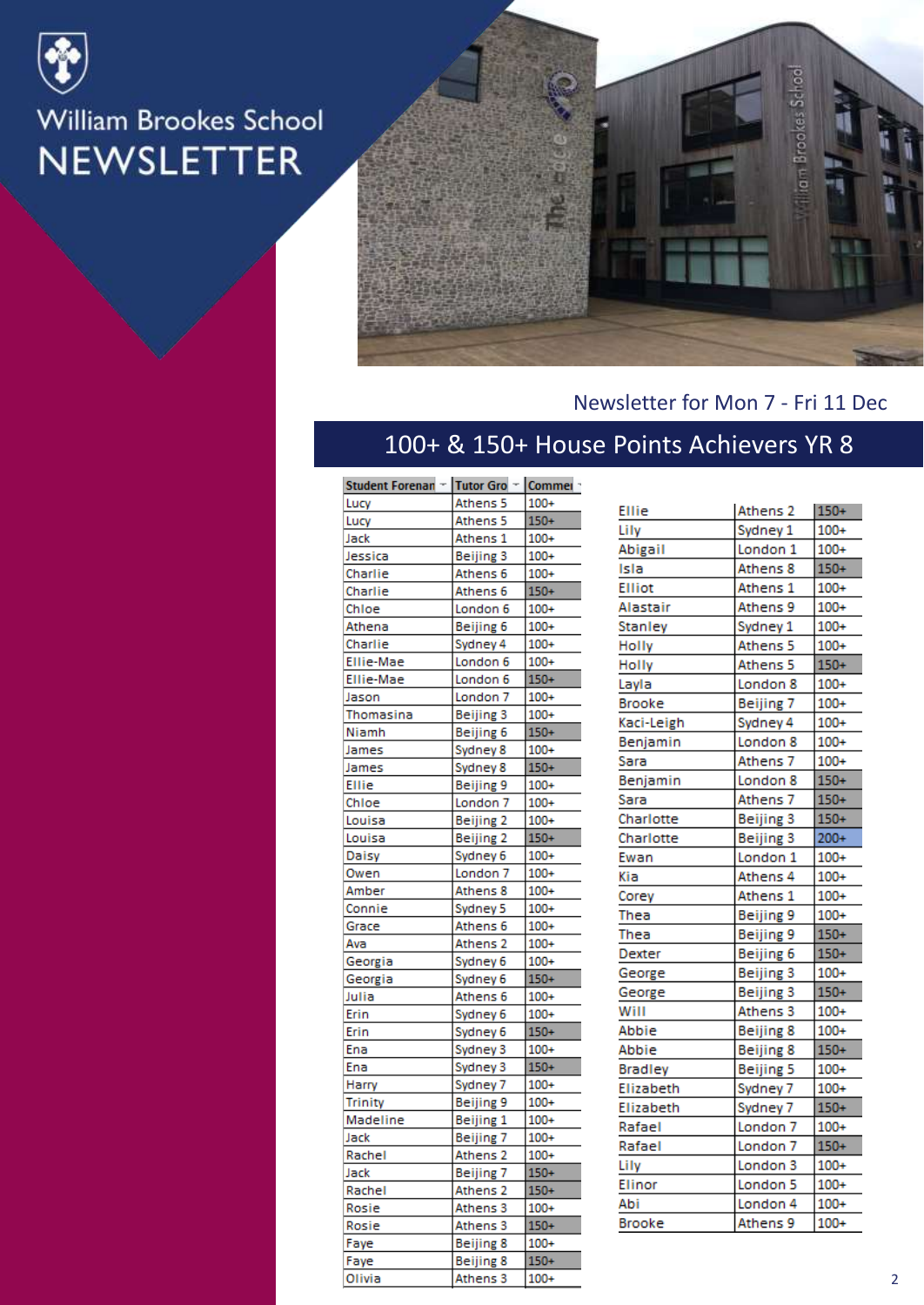# William Brookes School NEWSLETTER

Newsletter for Mon 7 - Fri 11 Dec

## 100+ & 150+ House Points Achievers YR 8

| Student Forenam | Tutor Gro | Commen |
|---|---|---|
| Lucy | Athens 5 | 100+ |
| Lucy | Athens 5 | 150+ |
| Jack | Athens 1 | 100+ |
| Jessica | Beijing 3 | 100+ |
| Charlie | Athens 6 | 100+ |
| Charlie | Athens 6 | 150+ |
| Chloe | London 6 | 100+ |
| Athena | Beijing 6 | 100+ |
| Charlie | Sydney 4 | 100+ |
| Ellie-Mae | London 6 | 100+ |
| Ellie-Mae | London 6 | 150+ |
| Jason | London 7 | 100+ |
| Thomasina | Beijing 3 | 100+ |
| Niamh | Beijing 6 | 150+ |
| James | Sydney 8 | 100+ |
| James | Sydney 8 | 150+ |
| Ellie | Beijing 9 | 100+ |
| Chloe | London 7 | 100+ |
| Louisa | Beijing 2 | 100+ |
| Louisa | Beijing 2 | 150+ |
| Daisy | Sydney 6 | 100+ |
| Owen | London 7 | 100+ |
| Amber | Athens 8 | 100+ |
| Connie | Sydney 5 | 100+ |
| Grace | Athens 6 | 100+ |
| Ava | Athens 2 | 100+ |
| Georgia | Sydney 6 | 100+ |
| Georgia | Sydney 6 | 150+ |
| Julia | Athens 6 | 100+ |
| Erin | Sydney 6 | 100+ |
| Erin | Sydney 6 | 150+ |
| Ena | Sydney 3 | 100+ |
| Ena | Sydney 3 | 150+ |
| Harry | Sydney 7 | 100+ |
| Trinity | Beijing 9 | 100+ |
| Madeline | Beijing 1 | 100+ |
| Jack | Beijing 7 | 100+ |
| Rachel | Athens 2 | 100+ |
| Jack | Beijing 7 | 150+ |
| Rachel | Athens 2 | 150+ |
| Rosie | Athens 3 | 100+ |
| Rosie | Athens 3 | 150+ |
| Faye | Beijing 8 | 100+ |
| Faye | Beijing 8 | 150+ |
| Olivia | Athens 3 | 100+ |

| | | |
|---|---|---|
| Ellie | Athens 2 | 150+ |
| Lily | Sydney 1 | 100+ |
| Abigail | London 1 | 100+ |
| Isla | Athens 8 | 150+ |
| Elliot | Athens 1 | 100+ |
| Alastair | Athens 9 | 100+ |
| Stanley | Sydney 1 | 100+ |
| Holly | Athens 5 | 100+ |
| Holly | Athens 5 | 150+ |
| Layla | London 8 | 100+ |
| Brooke | Beijing 7 | 100+ |
| Kaci-Leigh | Sydney 4 | 100+ |
| Benjamin | London 8 | 100+ |
| Sara | Athens 7 | 100+ |
| Benjamin | London 8 | 150+ |
| Sara | Athens 7 | 150+ |
| Charlotte | Beijing 3 | 150+ |
| Charlotte | Beijing 3 | 200+ |
| Ewan | London 1 | 100+ |
| Kia | Athens 4 | 100+ |
| Corey | Athens 1 | 100+ |
| Thea | Beijing 9 | 100+ |
| Thea | Beijing 9 | 150+ |
| Dexter | Beijing 6 | 150+ |
| George | Beijing 3 | 100+ |
| George | Beijing 3 | 150+ |
| Will | Athens 3 | 100+ |
| Abbie | Beijing 8 | 100+ |
| Abbie | Beijing 8 | 150+ |
| Bradley | Beijing 5 | 100+ |
| Elizabeth | Sydney 7 | 100+ |
| Elizabeth | Sydney 7 | 150+ |
| Rafael | London 7 | 100+ |
| Rafael | London 7 | 150+ |
| Lily | London 3 | 100+ |
| Elinor | London 5 | 100+ |
| Abi | London 4 | 100+ |
| Brooke | Athens 9 | 100+ |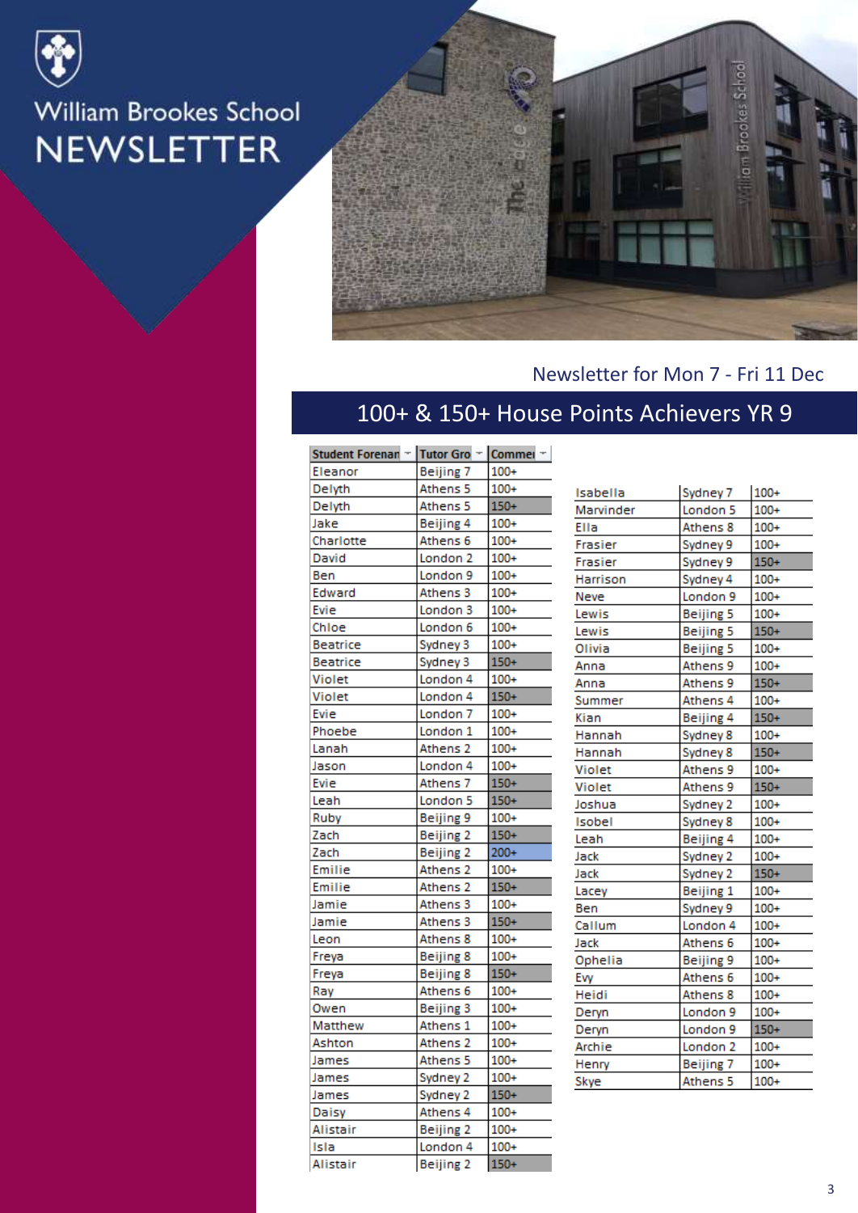# William Brookes School NEWSLETTER

Newsletter for Mon 7 - Fri 11 Dec

## 100+ & 150+ House Points Achievers YR 9

| Student Forenan | Tutor Gro | Commei |
|---|---|---|
| Eleanor | Beijing 7 | 100+ |
| Delyth | Athens 5 | 100+ |
| Delyth | Athens 5 | 150+ |
| Jake | Beijing 4 | 100+ |
| Charlotte | Athens 6 | 100+ |
| David | London 2 | 100+ |
| Ben | London 9 | 100+ |
| Edward | Athens 3 | 100+ |
| Evie | London 3 | 100+ |
| Chloe | London 6 | 100+ |
| Beatrice | Sydney 3 | 100+ |
| Beatrice | Sydney 3 | 150+ |
| Violet | London 4 | 100+ |
| Violet | London 4 | 150+ |
| Evie | London 7 | 100+ |
| Phoebe | London 1 | 100+ |
| Lanah | Athens 2 | 100+ |
| Jason | London 4 | 100+ |
| Evie | Athens 7 | 150+ |
| Leah | London 5 | 150+ |
| Ruby | Beijing 9 | 100+ |
| Zach | Beijing 2 | 150+ |
| Zach | Beijing 2 | 200+ |
| Emilie | Athens 2 | 100+ |
| Emilie | Athens 2 | 150+ |
| Jamie | Athens 3 | 100+ |
| Jamie | Athens 3 | 150+ |
| Leon | Athens 8 | 100+ |
| Freya | Beijing 8 | 100+ |
| Freya | Beijing 8 | 150+ |
| Ray | Athens 6 | 100+ |
| Owen | Beijing 3 | 100+ |
| Matthew | Athens 1 | 100+ |
| Ashton | Athens 2 | 100+ |
| James | Athens 5 | 100+ |
| James | Sydney 2 | 100+ |
| James | Sydney 2 | 150+ |
| Daisy | Athens 4 | 100+ |
| Alistair | Beijing 2 | 100+ |
| Isla | London 4 | 100+ |
| Alistair | Beijing 2 | 150+ |
| Isabella | Sydney 7 | 100+ |
| Marvinder | London 5 | 100+ |
| Ella | Athens 8 | 100+ |
| Frasier | Sydney 9 | 100+ |
| Frasier | Sydney 9 | 150+ |
| Harrison | Sydney 4 | 100+ |
| Neve | London 9 | 100+ |
| Lewis | Beijing 5 | 100+ |
| Lewis | Beijing 5 | 150+ |
| Olivia | Beijing 5 | 100+ |
| Anna | Athens 9 | 100+ |
| Anna | Athens 9 | 150+ |
| Summer | Athens 4 | 100+ |
| Kian | Beijing 4 | 150+ |
| Hannah | Sydney 8 | 100+ |
| Hannah | Sydney 8 | 150+ |
| Violet | Athens 9 | 100+ |
| Violet | Athens 9 | 150+ |
| Joshua | Sydney 2 | 100+ |
| Isobel | Sydney 8 | 100+ |
| Leah | Beijing 4 | 100+ |
| Jack | Sydney 2 | 100+ |
| Jack | Sydney 2 | 150+ |
| Lacey | Beijing 1 | 100+ |
| Ben | Sydney 9 | 100+ |
| Callum | London 4 | 100+ |
| Jack | Athens 6 | 100+ |
| Ophelia | Beijing 9 | 100+ |
| Evy | Athens 6 | 100+ |
| Heidi | Athens 8 | 100+ |
| Deryn | London 9 | 100+ |
| Deryn | London 9 | 150+ |
| Archie | London 2 | 100+ |
| Henry | Beijing 7 | 100+ |
| Skye | Athens 5 | 100+ |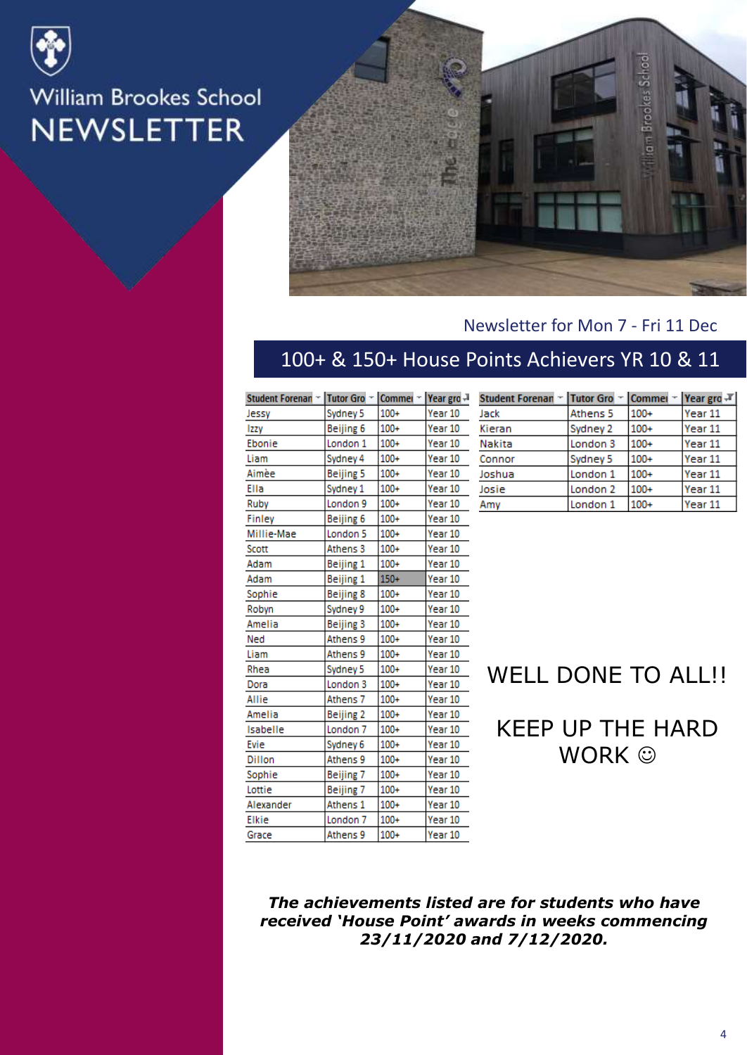# William Brookes School NEWSLETTER

Newsletter for Mon 7 - Fri 11 Dec

## 100+ & 150+ House Points Achievers YR 10 & 11

| Student Forenam | Tutor Gro | Commer | Year gro |
|---|---|---|---|
| Jessy | Sydney 5 | 100+ | Year 10 |
| Izzy | Beijing 6 | 100+ | Year 10 |
| Ebonie | London 1 | 100+ | Year 10 |
| Liam | Sydney 4 | 100+ | Year 10 |
| Aimèe | Beijing 5 | 100+ | Year 10 |
| Ella | Sydney 1 | 100+ | Year 10 |
| Ruby | London 9 | 100+ | Year 10 |
| Finley | Beijing 6 | 100+ | Year 10 |
| Millie-Mae | London 5 | 100+ | Year 10 |
| Scott | Athens 3 | 100+ | Year 10 |
| Adam | Beijing 1 | 100+ | Year 10 |
| Adam | Beijing 1 | 150+ | Year 10 |
| Sophie | Beijing 8 | 100+ | Year 10 |
| Robyn | Sydney 9 | 100+ | Year 10 |
| Amelia | Beijing 3 | 100+ | Year 10 |
| Ned | Athens 9 | 100+ | Year 10 |
| Liam | Athens 9 | 100+ | Year 10 |
| Rhea | Sydney 5 | 100+ | Year 10 |
| Dora | London 3 | 100+ | Year 10 |
| Allie | Athens 7 | 100+ | Year 10 |
| Amelia | Beijing 2 | 100+ | Year 10 |
| Isabelle | London 7 | 100+ | Year 10 |
| Evie | Sydney 6 | 100+ | Year 10 |
| Dillon | Athens 9 | 100+ | Year 10 |
| Sophie | Beijing 7 | 100+ | Year 10 |
| Lottie | Beijing 7 | 100+ | Year 10 |
| Alexander | Athens 1 | 100+ | Year 10 |
| Elkie | London 7 | 100+ | Year 10 |
| Grace | Athens 9 | 100+ | Year 10 |

| Student Forenam | Tutor Gro | Commer | Year gro |
|---|---|---|---|
| Jack | Athens 5 | 100+ | Year 11 |
| Kieran | Sydney 2 | 100+ | Year 11 |
| Nakita | London 3 | 100+ | Year 11 |
| Connor | Sydney 5 | 100+ | Year 11 |
| Joshua | London 1 | 100+ | Year 11 |
| Josie | London 2 | 100+ | Year 11 |
| Amy | London 1 | 100+ | Year 11 |

WELL DONE TO ALL!!

KEEP UP THE HARD WORK ☺

***The achievements listed are for students who have received 'House Point' awards in weeks commencing 23/11/2020 and 7/12/2020.***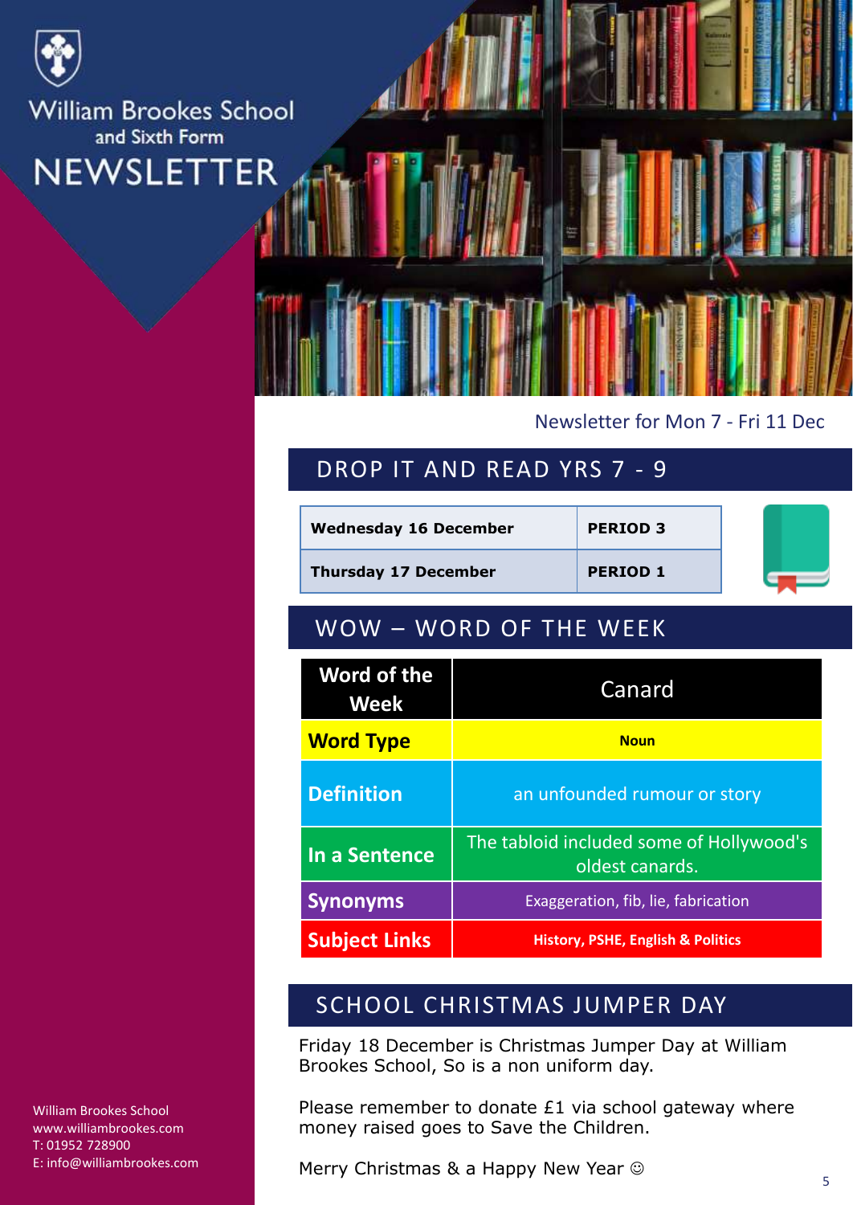# William Brookes School and Sixth Form NEWSLETTER

Newsletter for Mon 7 - Fri 11 Dec

## DROP IT AND READ YRS 7 - 9

| | |
|---|---|
| **Wednesday 16 December** | **PERIOD 3** |
| **Thursday 17 December** | **PERIOD 1** |

## WOW – WORD OF THE WEEK

| **Word of the Week** | Canard |
|---|---|
| **Word Type** | **Noun** |
| **Definition** | an unfounded rumour or story |
| **In a Sentence** | The tabloid included some of Hollywood's oldest canards. |
| **Synonyms** | Exaggeration, fib, lie, fabrication |
| **Subject Links** | **History, PSHE, English & Politics** |

## SCHOOL CHRISTMAS JUMPER DAY

Friday 18 December is Christmas Jumper Day at William Brookes School, So is a non uniform day.

Please remember to donate £1 via school gateway where money raised goes to Save the Children.

Merry Christmas & a Happy New Year ☺

William Brookes School
www.williambrookes.com
T: 01952 728900
E: info@williambrookes.com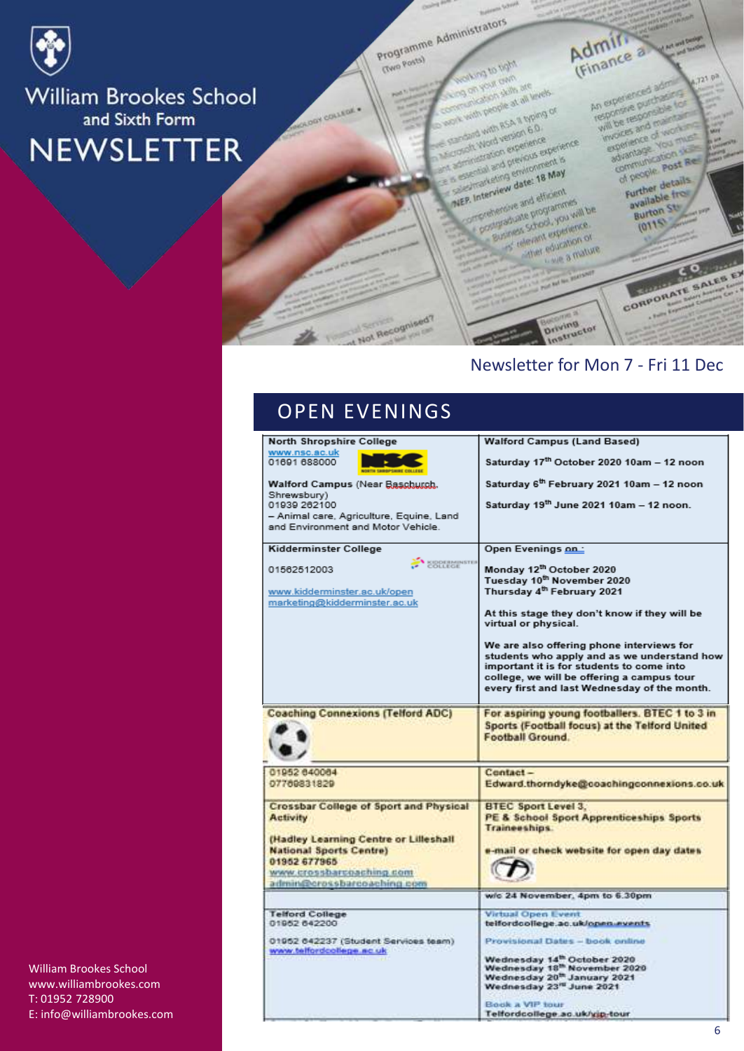# William Brookes School and Sixth Form NEWSLETTER

Newsletter for Mon 7 - Fri 11 Dec

## OPEN EVENINGS

| | |
|---|---|
| **North Shropshire College**<br>www.nsc.ac.uk<br>01691 688000<br><br>**Walford Campus** (Near Baschurch, Shrewsbury)<br>01939 262100<br>– Animal care, Agriculture, Equine, Land and Environment and Motor Vehicle. | **Walford Campus (Land Based)**<br><br>**Saturday 17th October 2020 10am – 12 noon**<br><br>**Saturday 6th February 2021 10am – 12 noon**<br><br>**Saturday 19th June 2021 10am – 12 noon.** |
| **Kidderminster College**<br><br>01562512003<br><br>www.kidderminster.ac.uk/open<br>marketing@kidderminster.ac.uk | **Open Evenings on :**<br><br>**Monday 12th October 2020**<br>**Tuesday 10th November 2020**<br>**Thursday 4th February 2021**<br><br>**At this stage they don't know if they will be virtual or physical.**<br><br>**We are also offering phone interviews for students who apply and as we understand how important it is for students to come into college, we will be offering a campus tour every first and last Wednesday of the month.** |
| **Coaching Connexions (Telford ADC)** | **For aspiring young footballers. BTEC 1 to 3 in Sports (Football focus) at the Telford United Football Ground.** |
| 01952 640064<br>07769831829 | **Contact –**<br>**Edward.thorndyke@coachingconnexions.co.uk** |
| **Crossbar College of Sport and Physical Activity**<br><br>**(Hadley Learning Centre or Lilleshall National Sports Centre)**<br>**01952 677965**<br>www.crossbarcoaching.com<br>admin@crossbarcoaching.com | **BTEC Sport Level 3, PE & School Sport Apprenticeships Sports Traineeships.**<br><br>**e-mail or check website for open day dates** |
| | **w/c 24 November, 4pm to 6.30pm** |
| **Telford College**<br>01952 642200<br><br>01952 642237 (Student Services team)<br>www.telfordcollege.ac.uk | **Virtual Open Event**<br>**telfordcollege.ac.uk/open-events**<br><br>**Provisional Dates – book online**<br><br>**Wednesday 14th October 2020**<br>**Wednesday 18th November 2020**<br>**Wednesday 20th January 2021**<br>**Wednesday 23rd June 2021**<br><br>**Book a VIP tour**<br>**Telfordcollege.ac.uk/vip-tour** |

William Brookes School
www.williambrookes.com
T: 01952 728900
E: info@williambrookes.com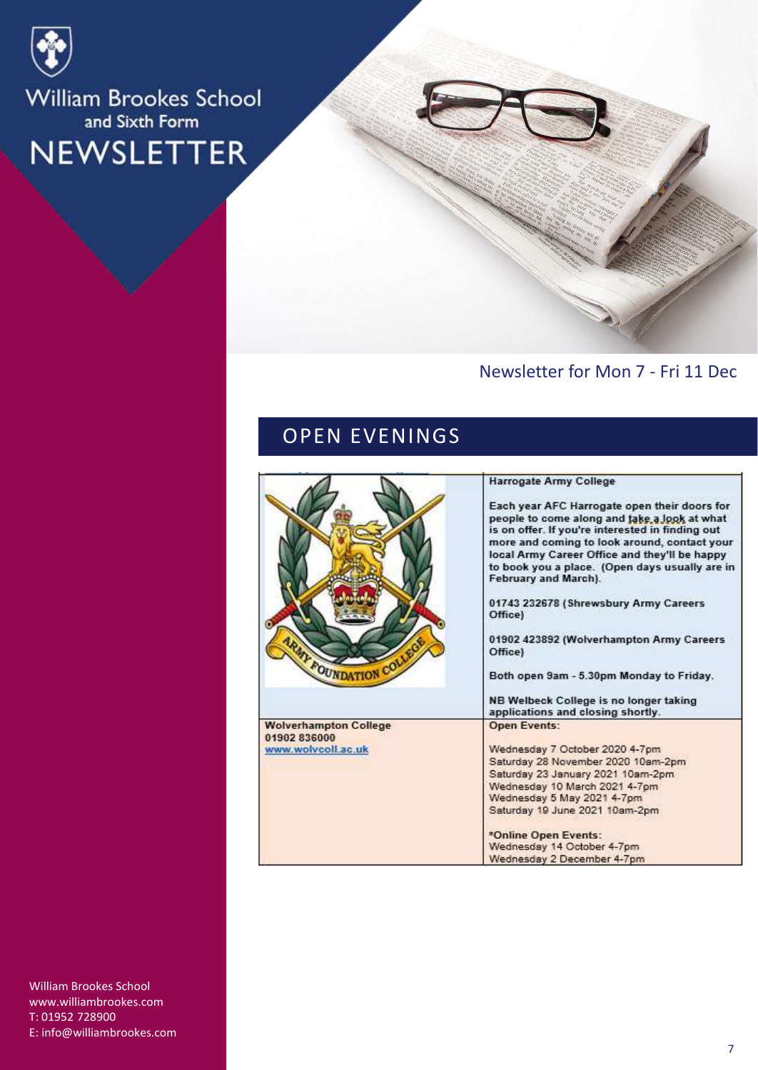William Brookes School
and Sixth Form
NEWSLETTER

Newsletter for Mon 7 - Fri 11 Dec

## OPEN EVENINGS

| | |
|---|---|
| | **Harrogate Army College**<br><br>Each year AFC Harrogate open their doors for people to come along and take a look at what is on offer. If you're interested in finding out more and coming to look around, contact your local Army Career Office and they'll be happy to book you a place. (Open days usually are in February and March).<br><br>01743 232678 (Shrewsbury Army Careers Office)<br><br>01902 423892 (Wolverhampton Army Careers Office)<br><br>Both open 9am - 5.30pm Monday to Friday.<br><br>NB Welbeck College is no longer taking applications and closing shortly. |
| **Wolverhampton College**<br>01902 836000<br>www.wolvcoll.ac.uk | Open Events:<br><br>Wednesday 7 October 2020 4-7pm<br>Saturday 28 November 2020 10am-2pm<br>Saturday 23 January 2021 10am-2pm<br>Wednesday 10 March 2021 4-7pm<br>Wednesday 5 May 2021 4-7pm<br>Saturday 19 June 2021 10am-2pm<br><br>*Online Open Events:<br>Wednesday 14 October 4-7pm<br>Wednesday 2 December 4-7pm |

William Brookes School
www.williambrookes.com
T: 01952 728900
E: info@williambrookes.com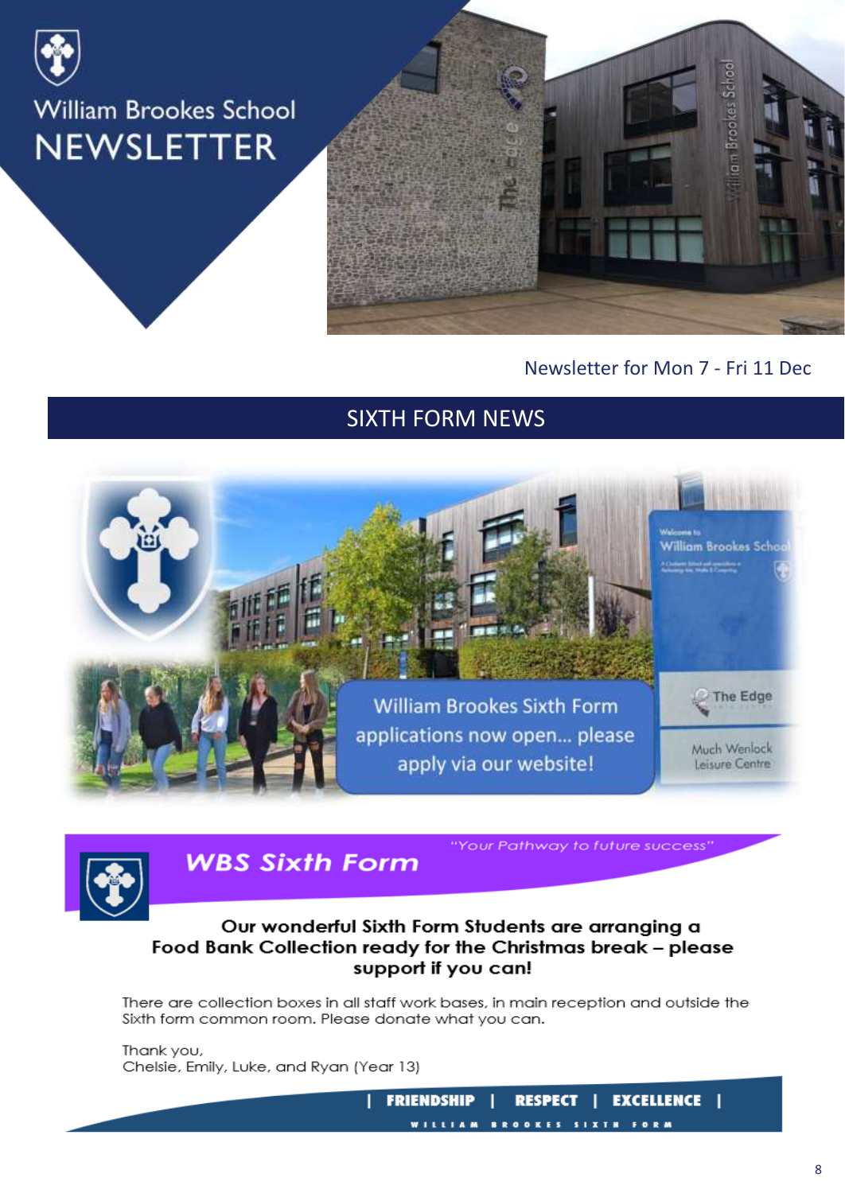# William Brookes School NEWSLETTER

Newsletter for Mon 7 - Fri 11 Dec

## SIXTH FORM NEWS

William Brookes Sixth Form applications now open... please apply via our website!

## WBS Sixth Form

*"Your Pathway to future success"*

**Our wonderful Sixth Form Students are arranging a Food Bank Collection ready for the Christmas break – please support if you can!**

There are collection boxes in all staff work bases, in main reception and outside the Sixth form common room. Please donate what you can.

Thank you,
Chelsie, Emily, Luke, and Ryan (Year 13)

**| FRIENDSHIP | RESPECT | EXCELLENCE |**

WILLIAM BROOKES SIXTH FORM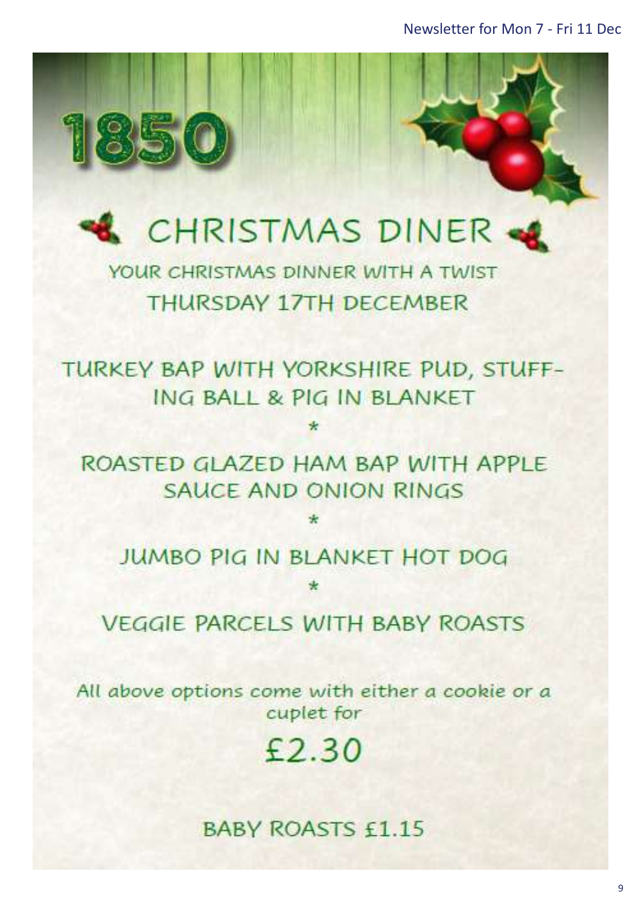# 1850

## CHRISTMAS DINER

YOUR CHRISTMAS DINNER WITH A TWIST

THURSDAY 17TH DECEMBER

TURKEY BAP WITH YORKSHIRE PUD, STUFF-ING BALL & PIG IN BLANKET

*

ROASTED GLAZED HAM BAP WITH APPLE SAUCE AND ONION RINGS

*

JUMBO PIG IN BLANKET HOT DOG

*

VEGGIE PARCELS WITH BABY ROASTS

All above options come with either a cookie or a cuplet for

£2.30

BABY ROASTS £1.15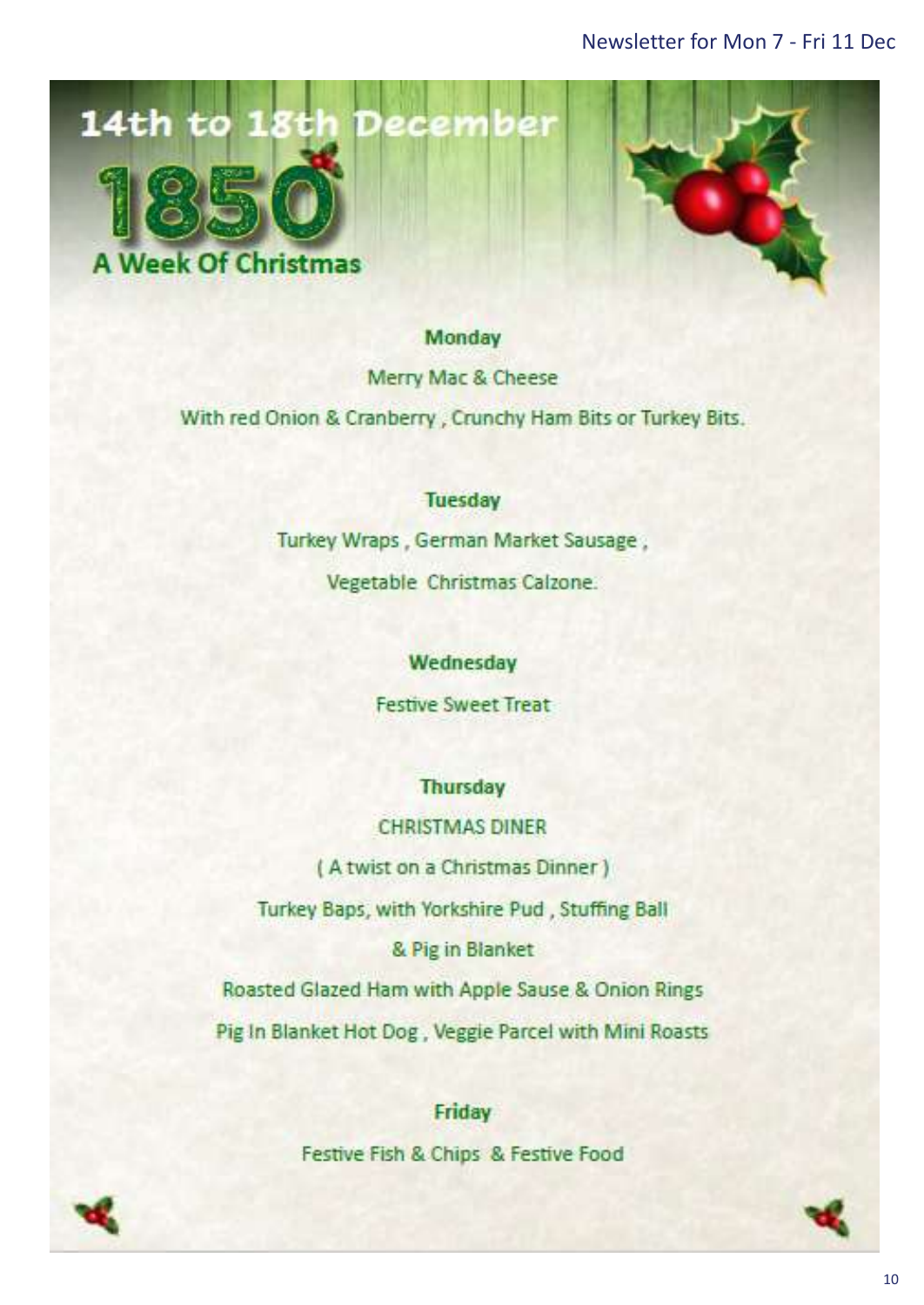# 14th to 18th December

# 1850

## A Week Of Christmas

### Monday

Merry Mac & Cheese

With red Onion & Cranberry , Crunchy Ham Bits or Turkey Bits.

### Tuesday

Turkey Wraps , German Market Sausage ,

Vegetable Christmas Calzone.

### Wednesday

Festive Sweet Treat

### Thursday

CHRISTMAS DINER

( A twist on a Christmas Dinner )

Turkey Baps, with Yorkshire Pud , Stuffing Ball

& Pig in Blanket

Roasted Glazed Ham with Apple Sause & Onion Rings

Pig In Blanket Hot Dog , Veggie Parcel with Mini Roasts

### Friday

Festive Fish & Chips & Festive Food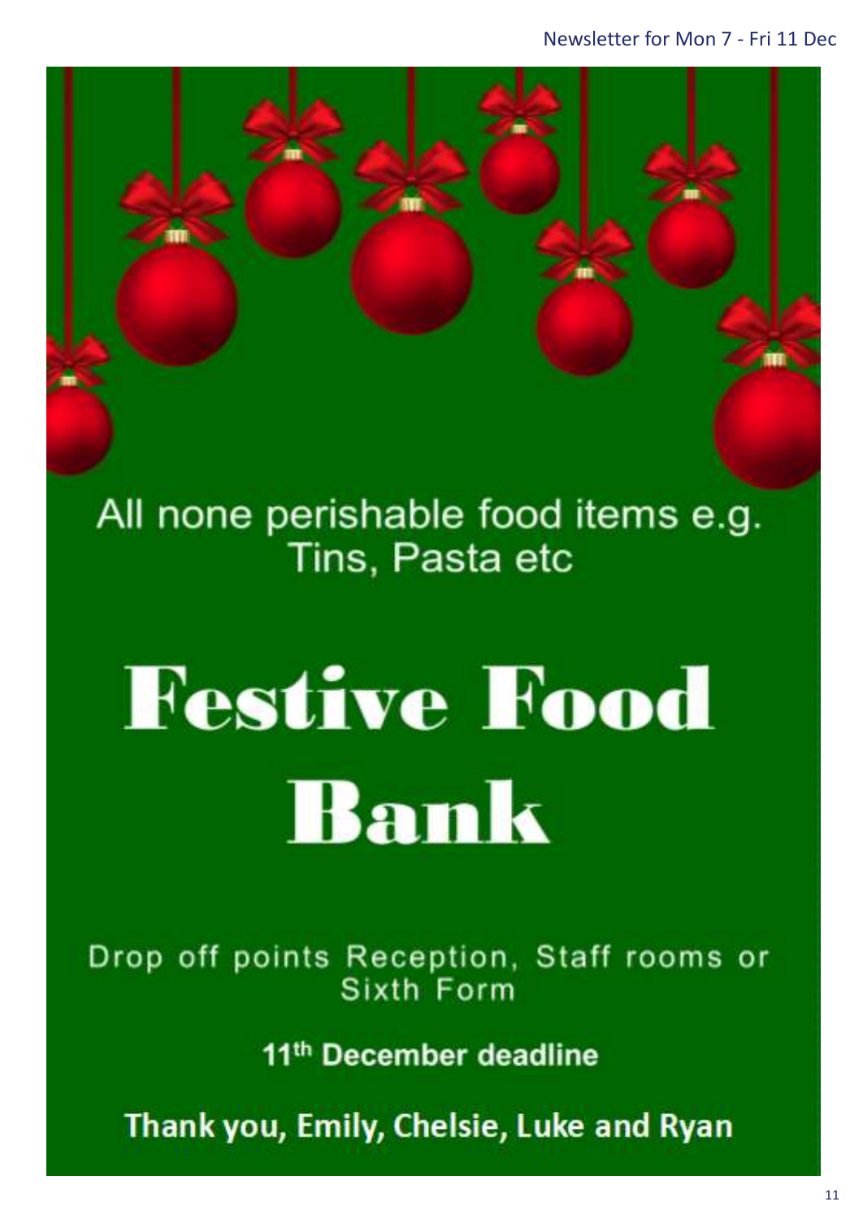All none perishable food items e.g. Tins, Pasta etc

# Festive Food Bank

Drop off points Reception, Staff rooms or Sixth Form

**11th December deadline**

**Thank you, Emily, Chelsie, Luke and Ryan**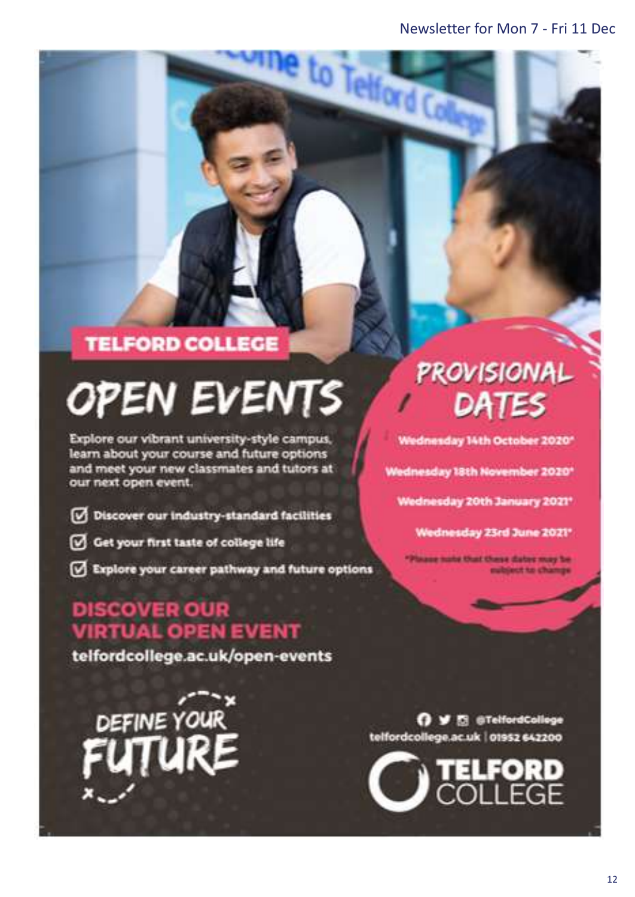# TELFORD COLLEGE

# OPEN EVENTS

Explore our vibrant university-style campus, learn about your course and future options and meet your new classmates and tutors at our next open event.

- Discover our industry-standard facilities
- Get your first taste of college life
- Explore your career pathway and future options

## PROVISIONAL DATES

Wednesday 14th October 2020*

Wednesday 18th November 2020*

Wednesday 20th January 2021*

Wednesday 23rd June 2021*

*Please note that these dates may be subject to change

## DISCOVER OUR VIRTUAL OPEN EVENT

telfordcollege.ac.uk/open-events

DEFINE YOUR FUTURE

@TelfordCollege

telfordcollege.ac.uk | 01952 642200

TELFORD COLLEGE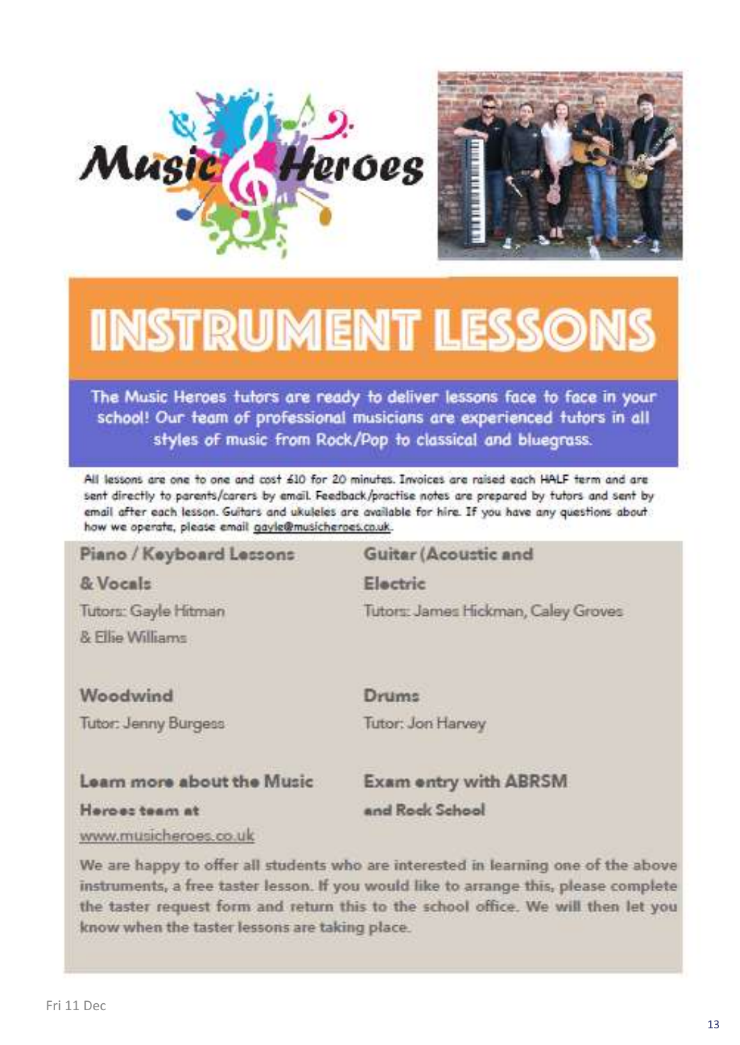# INSTRUMENT LESSONS

**The Music Heroes tutors are ready to deliver lessons face to face in your school! Our team of professional musicians are experienced tutors in all styles of music from Rock/Pop to classical and bluegrass.**

All lessons are one to one and cost £10 for 20 minutes. Invoices are raised each HALF term and are sent directly to parents/carers by email. Feedback/practise notes are prepared by tutors and sent by email after each lesson. Guitars and ukuleles are available for hire. If you have any questions about how we operate, please email gayle@musicheroes.co.uk.

**Piano / Keyboard Lessons & Vocals**

Tutors: Gayle Hitman & Ellie Williams

**Guitar (Acoustic and Electric**

Tutors: James Hickman, Caley Groves

**Woodwind**

Tutor: Jenny Burgess

**Drums**

Tutor: Jon Harvey

**Learn more about the Music Heroes team at**

www.musicheroes.co.uk

**Exam entry with ABRSM and Rock School**

We are happy to offer all students who are interested in learning one of the above instruments, a free taster lesson. If you would like to arrange this, please complete the taster request form and return this to the school office. We will then let you know when the taster lessons are taking place.

Fri 11 Dec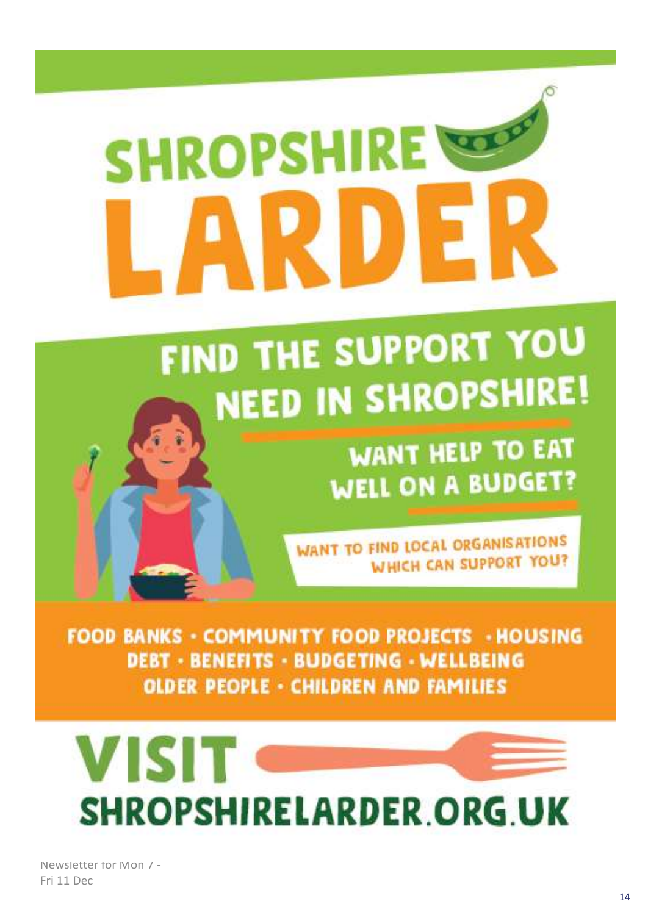# SHROPSHIRE LARDER

## FIND THE SUPPORT YOU NEED IN SHROPSHIRE!

WANT HELP TO EAT WELL ON A BUDGET?

WANT TO FIND LOCAL ORGANISATIONS WHICH CAN SUPPORT YOU?

FOOD BANKS • COMMUNITY FOOD PROJECTS • HOUSING
DEBT • BENEFITS • BUDGETING • WELLBEING
OLDER PEOPLE • CHILDREN AND FAMILIES

## VISIT
## SHROPSHIRELARDER.ORG.UK